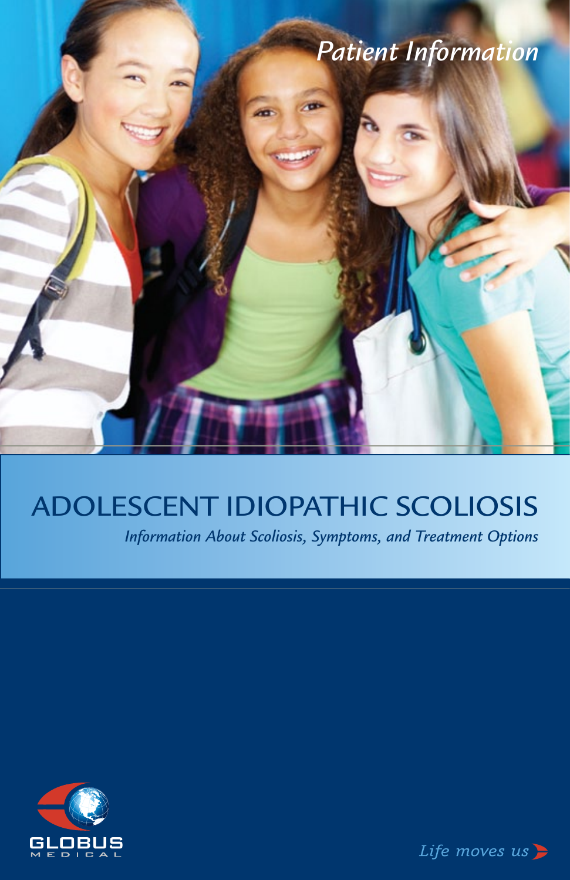*Patient Information*

# ADOLESCENT IDIOPATHIC SCOLIOSIS

*Information About Scoliosis, Symptoms, and Treatment Options*

GLOBUS MEDICAL

*Life moves us*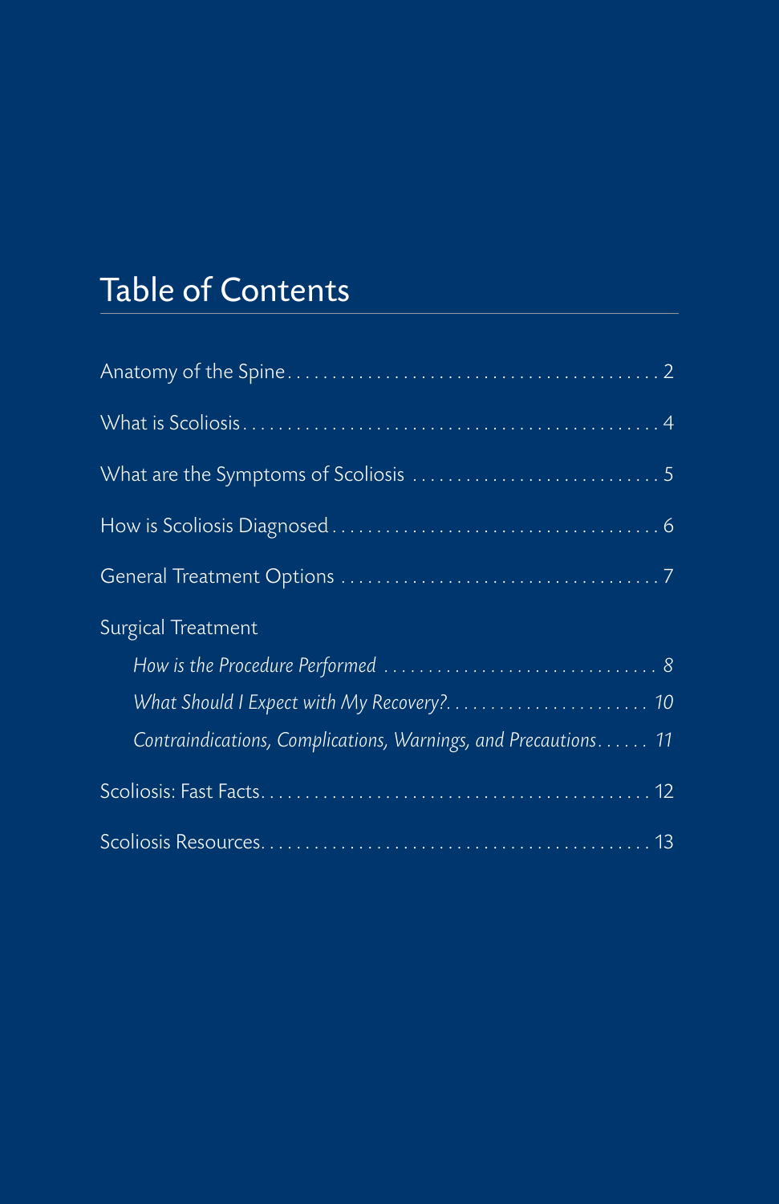# Table of Contents

- Anatomy of the Spine . . . . . 2
- What is Scoliosis . . . . . 4
- What are the Symptoms of Scoliosis . . . . . 5
- How is Scoliosis Diagnosed . . . . . 6
- General Treatment Options . . . . . 7
- Surgical Treatment
  - *How is the Procedure Performed . . . . . 8*
  - *What Should I Expect with My Recovery? . . . . . 10*
  - *Contraindications, Complications, Warnings, and Precautions . . . . . 11*
- Scoliosis: Fast Facts . . . . . 12
- Scoliosis Resources . . . . . 13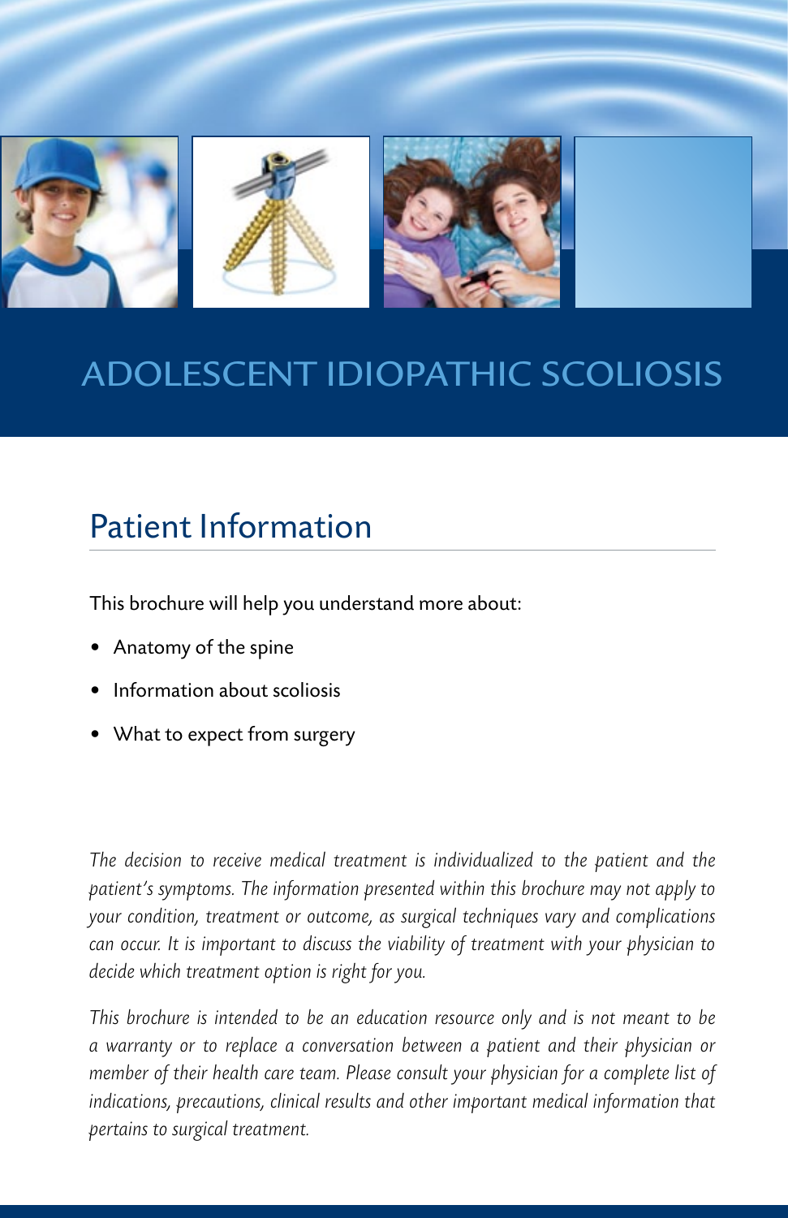# ADOLESCENT IDIOPATHIC SCOLIOSIS

## Patient Information

This brochure will help you understand more about:

- Anatomy of the spine
- Information about scoliosis
- What to expect from surgery

*The decision to receive medical treatment is individualized to the patient and the patient's symptoms. The information presented within this brochure may not apply to your condition, treatment or outcome, as surgical techniques vary and complications can occur. It is important to discuss the viability of treatment with your physician to decide which treatment option is right for you.*

*This brochure is intended to be an education resource only and is not meant to be a warranty or to replace a conversation between a patient and their physician or member of their health care team. Please consult your physician for a complete list of indications, precautions, clinical results and other important medical information that pertains to surgical treatment.*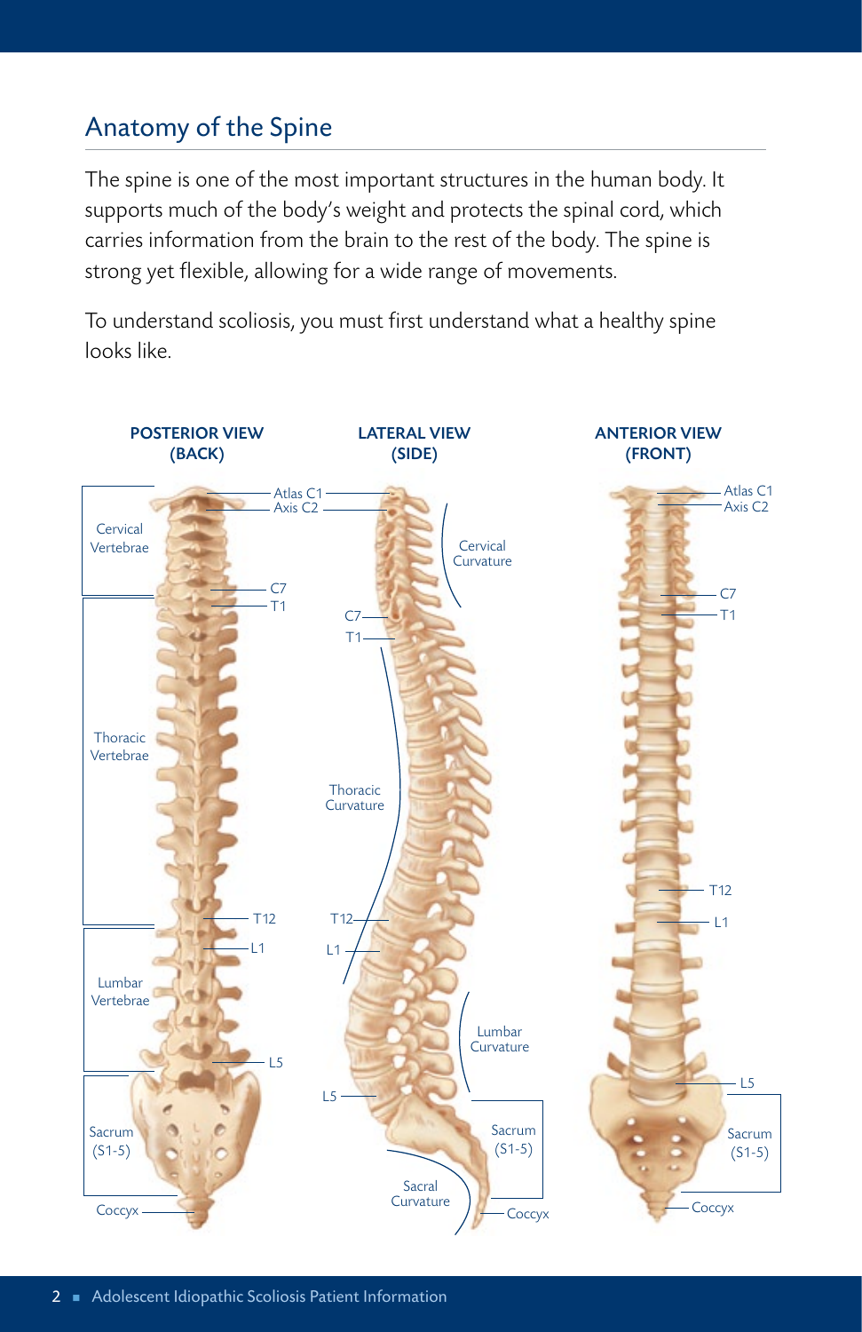## Anatomy of the Spine

The spine is one of the most important structures in the human body. It supports much of the body's weight and protects the spinal cord, which carries information from the brain to the rest of the body. The spine is strong yet flexible, allowing for a wide range of movements.

To understand scoliosis, you must first understand what a healthy spine looks like.

**POSTERIOR VIEW (BACK)**

**LATERAL VIEW (SIDE)**

**ANTERIOR VIEW (FRONT)**

Cervical Vertebrae

Thoracic Vertebrae

Lumbar Vertebrae

Sacrum (S1-5)

Coccyx

Atlas C1

Axis C2

C7

T1

T12

L1

L5

Cervical Curvature

Thoracic Curvature

Lumbar Curvature

Sacral Curvature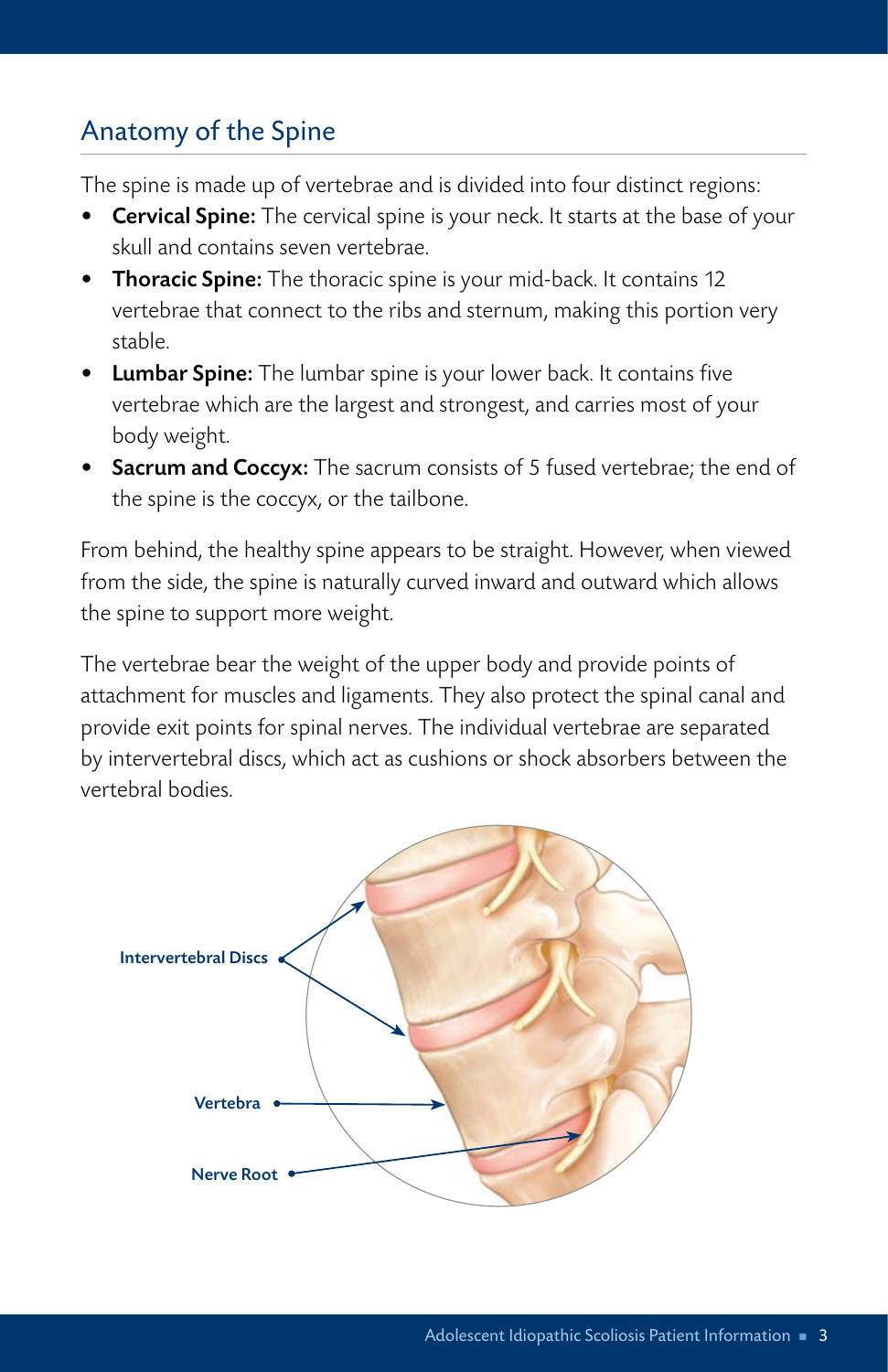## Anatomy of the Spine

The spine is made up of vertebrae and is divided into four distinct regions:

- **Cervical Spine:** The cervical spine is your neck. It starts at the base of your skull and contains seven vertebrae.
- **Thoracic Spine:** The thoracic spine is your mid-back. It contains 12 vertebrae that connect to the ribs and sternum, making this portion very stable.
- **Lumbar Spine:** The lumbar spine is your lower back. It contains five vertebrae which are the largest and strongest, and carries most of your body weight.
- **Sacrum and Coccyx:** The sacrum consists of 5 fused vertebrae; the end of the spine is the coccyx, or the tailbone.

From behind, the healthy spine appears to be straight. However, when viewed from the side, the spine is naturally curved inward and outward which allows the spine to support more weight.

The vertebrae bear the weight of the upper body and provide points of attachment for muscles and ligaments. They also protect the spinal canal and provide exit points for spinal nerves. The individual vertebrae are separated by intervertebral discs, which act as cushions or shock absorbers between the vertebral bodies.

Intervertebral Discs

Vertebra

Nerve Root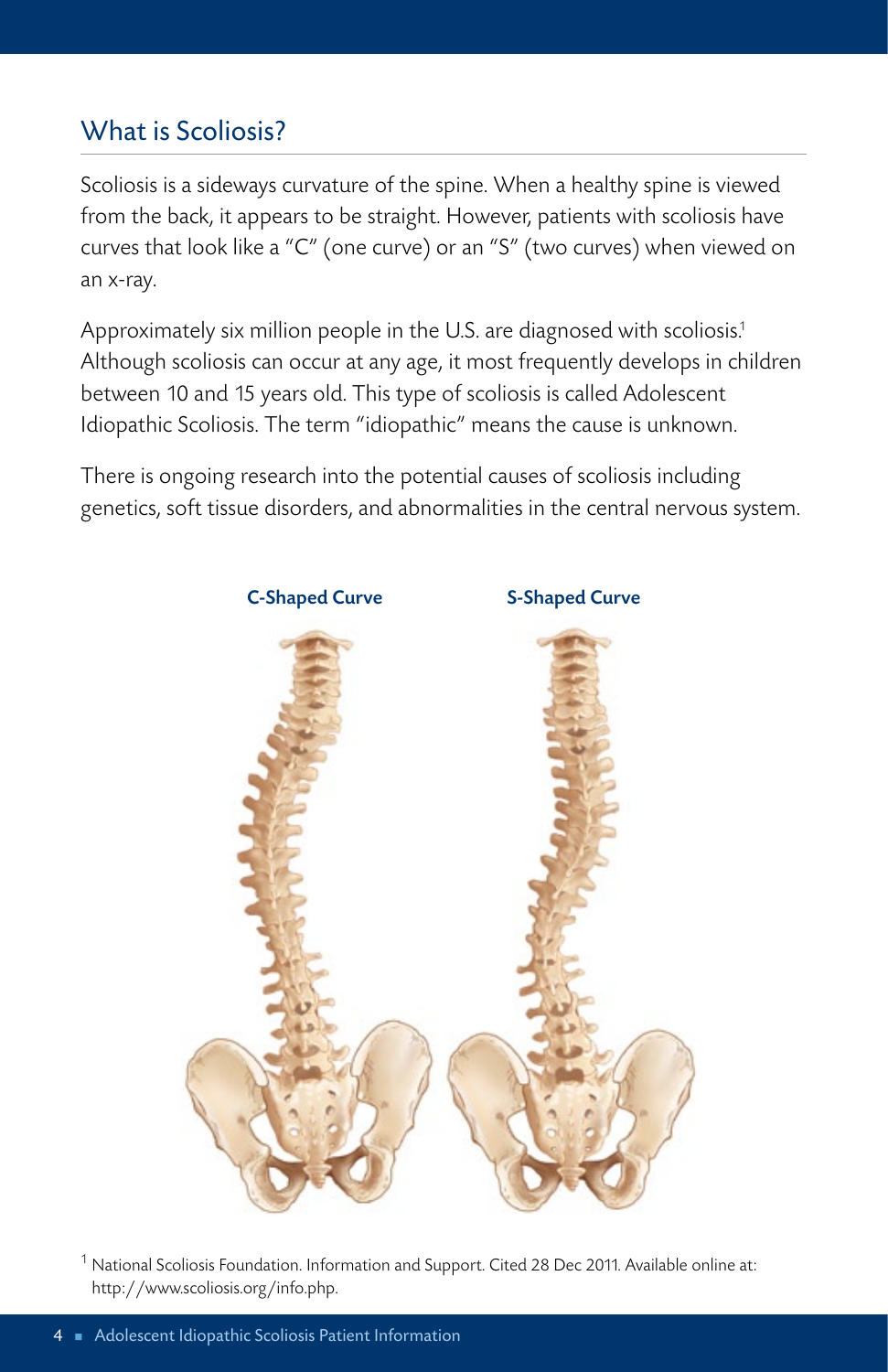## What is Scoliosis?

Scoliosis is a sideways curvature of the spine. When a healthy spine is viewed from the back, it appears to be straight. However, patients with scoliosis have curves that look like a "C" (one curve) or an "S" (two curves) when viewed on an x-ray.

Approximately six million people in the U.S. are diagnosed with scoliosis.[1] Although scoliosis can occur at any age, it most frequently develops in children between 10 and 15 years old. This type of scoliosis is called Adolescent Idiopathic Scoliosis. The term "idiopathic" means the cause is unknown.

There is ongoing research into the potential causes of scoliosis including genetics, soft tissue disorders, and abnormalities in the central nervous system.

**C-Shaped Curve** **S-Shaped Curve**

[1] National Scoliosis Foundation. Information and Support. Cited 28 Dec 2011. Available online at: http://www.scoliosis.org/info.php.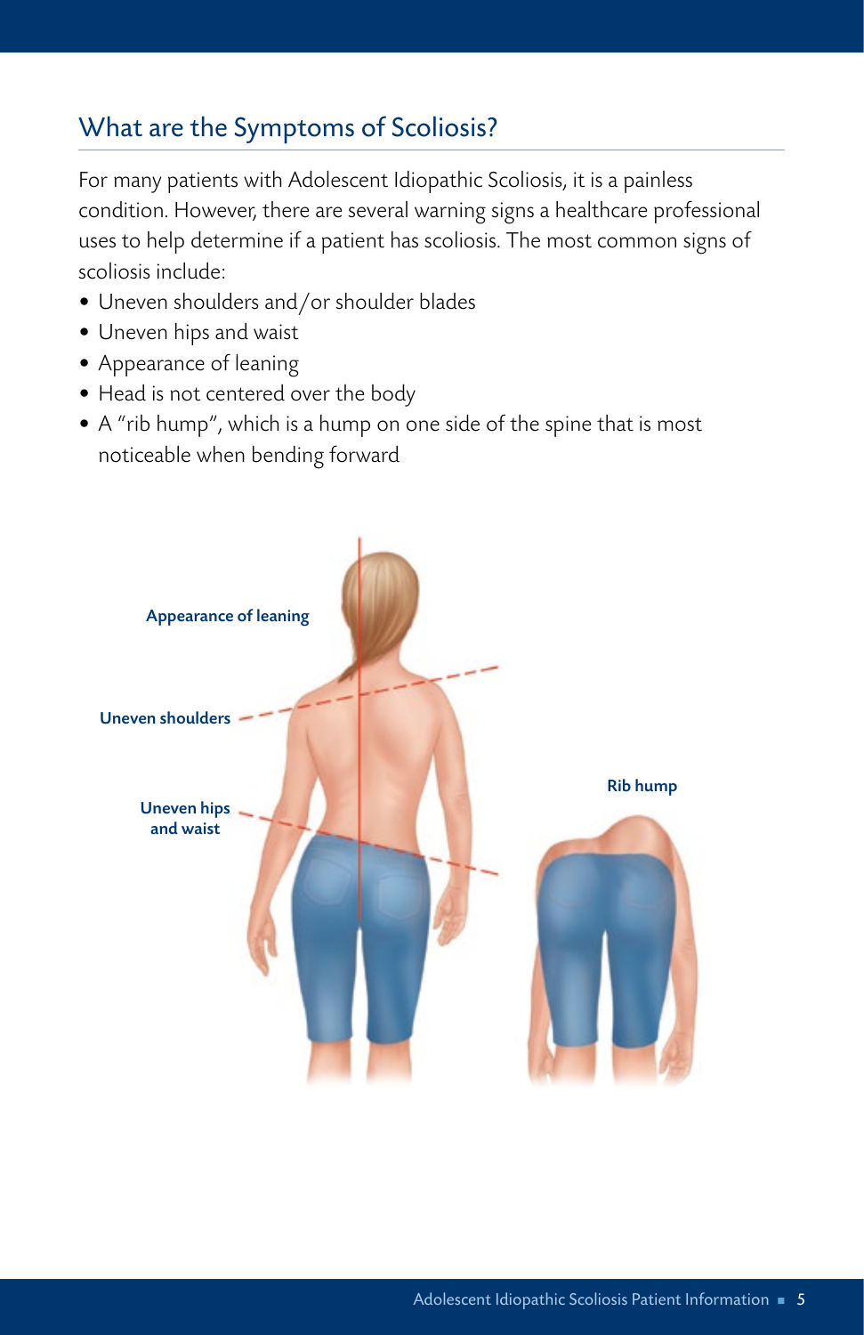## What are the Symptoms of Scoliosis?

For many patients with Adolescent Idiopathic Scoliosis, it is a painless condition. However, there are several warning signs a healthcare professional uses to help determine if a patient has scoliosis. The most common signs of scoliosis include:

- Uneven shoulders and/or shoulder blades
- Uneven hips and waist
- Appearance of leaning
- Head is not centered over the body
- A "rib hump", which is a hump on one side of the spine that is most noticeable when bending forward

**Appearance of leaning**

**Uneven shoulders**

**Uneven hips and waist**

**Rib hump**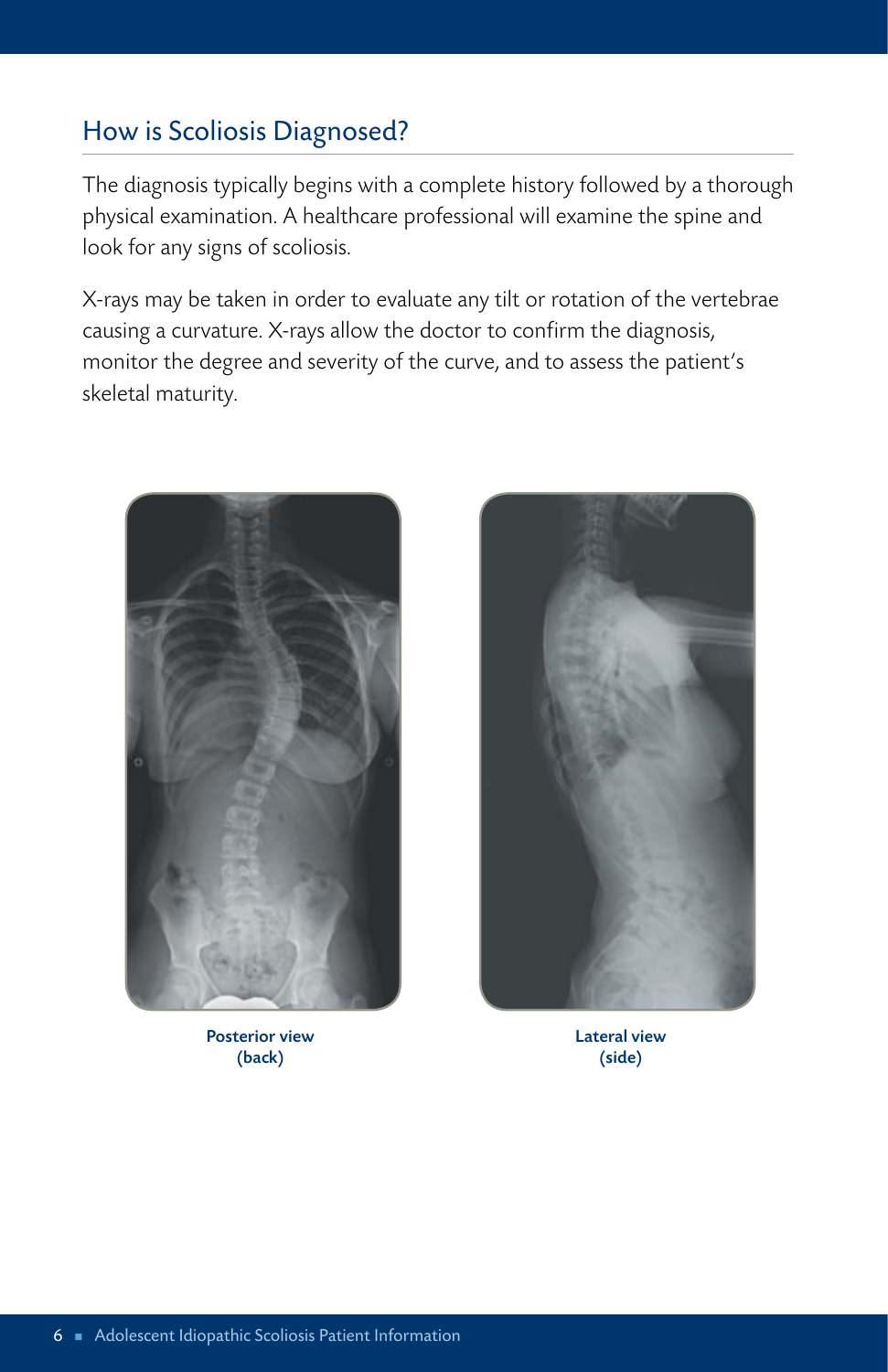## How is Scoliosis Diagnosed?

The diagnosis typically begins with a complete history followed by a thorough physical examination. A healthcare professional will examine the spine and look for any signs of scoliosis.

X-rays may be taken in order to evaluate any tilt or rotation of the vertebrae causing a curvature. X-rays allow the doctor to confirm the diagnosis, monitor the degree and severity of the curve, and to assess the patient's skeletal maturity.

**Posterior view (back)**

**Lateral view (side)**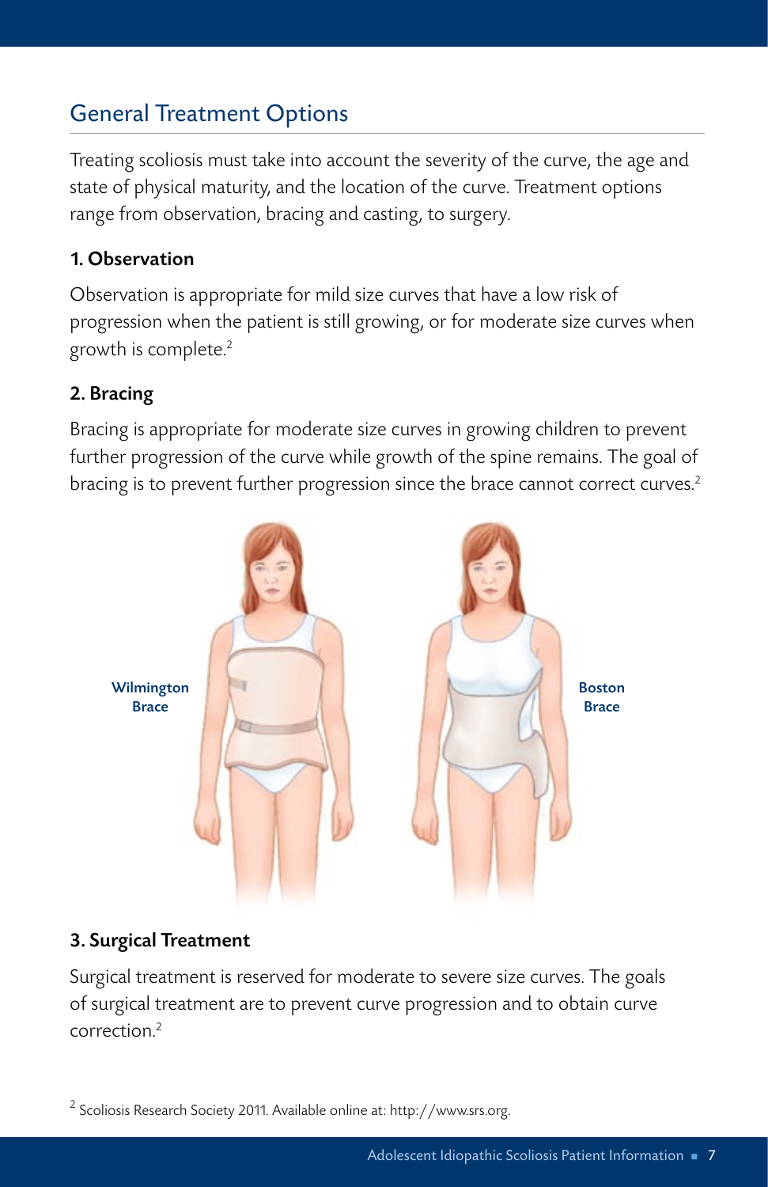## General Treatment Options

Treating scoliosis must take into account the severity of the curve, the age and state of physical maturity, and the location of the curve. Treatment options range from observation, bracing and casting, to surgery.

### 1. Observation

Observation is appropriate for mild size curves that have a low risk of progression when the patient is still growing, or for moderate size curves when growth is complete.[2]

### 2. Bracing

Bracing is appropriate for moderate size curves in growing children to prevent further progression of the curve while growth of the spine remains. The goal of bracing is to prevent further progression since the brace cannot correct curves.[2]

Wilmington Brace

Boston Brace

### 3. Surgical Treatment

Surgical treatment is reserved for moderate to severe size curves. The goals of surgical treatment are to prevent curve progression and to obtain curve correction.[2]

[2] Scoliosis Research Society 2011. Available online at: http://www.srs.org.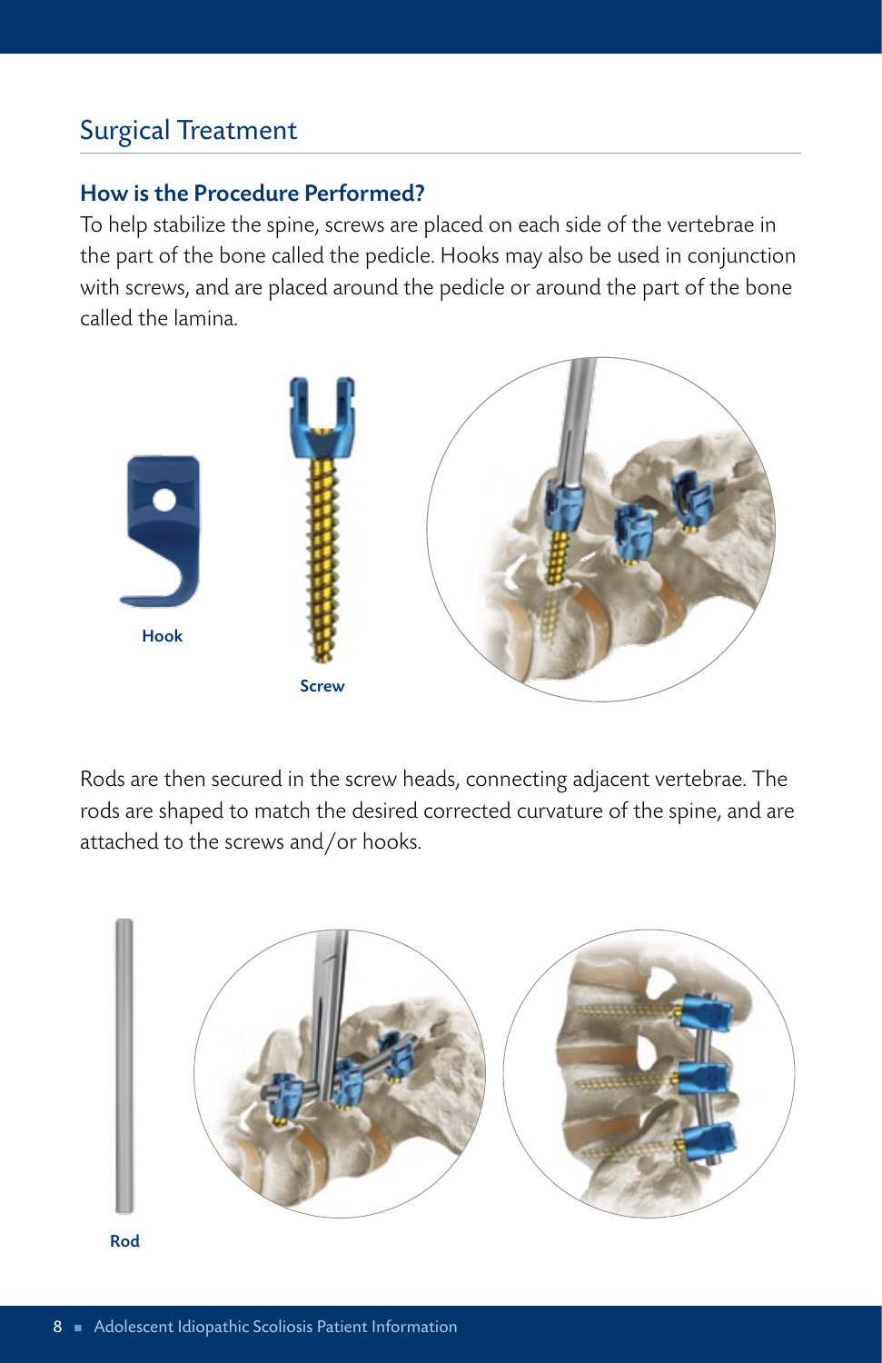## Surgical Treatment

### How is the Procedure Performed?

To help stabilize the spine, screws are placed on each side of the vertebrae in the part of the bone called the pedicle. Hooks may also be used in conjunction with screws, and are placed around the pedicle or around the part of the bone called the lamina.

Hook

Screw

Rods are then secured in the screw heads, connecting adjacent vertebrae. The rods are shaped to match the desired corrected curvature of the spine, and are attached to the screws and/or hooks.

Rod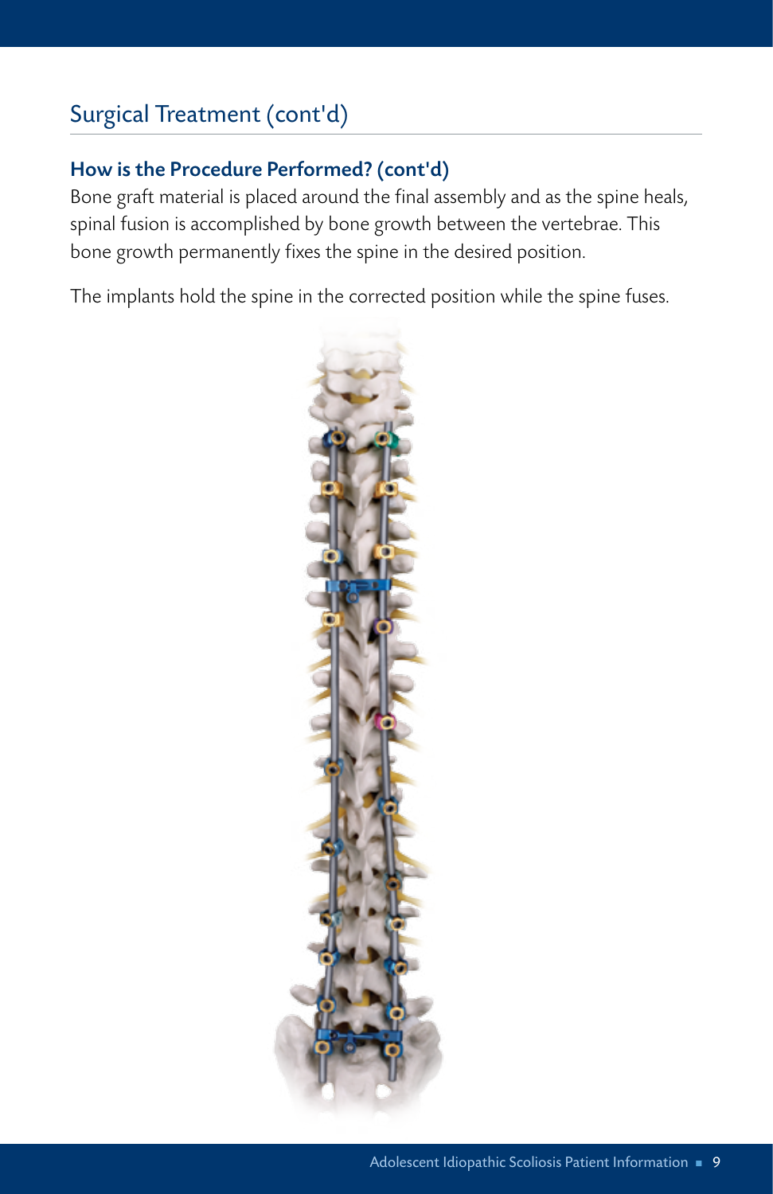## Surgical Treatment (cont'd)

### How is the Procedure Performed? (cont'd)

Bone graft material is placed around the final assembly and as the spine heals, spinal fusion is accomplished by bone growth between the vertebrae. This bone growth permanently fixes the spine in the desired position.

The implants hold the spine in the corrected position while the spine fuses.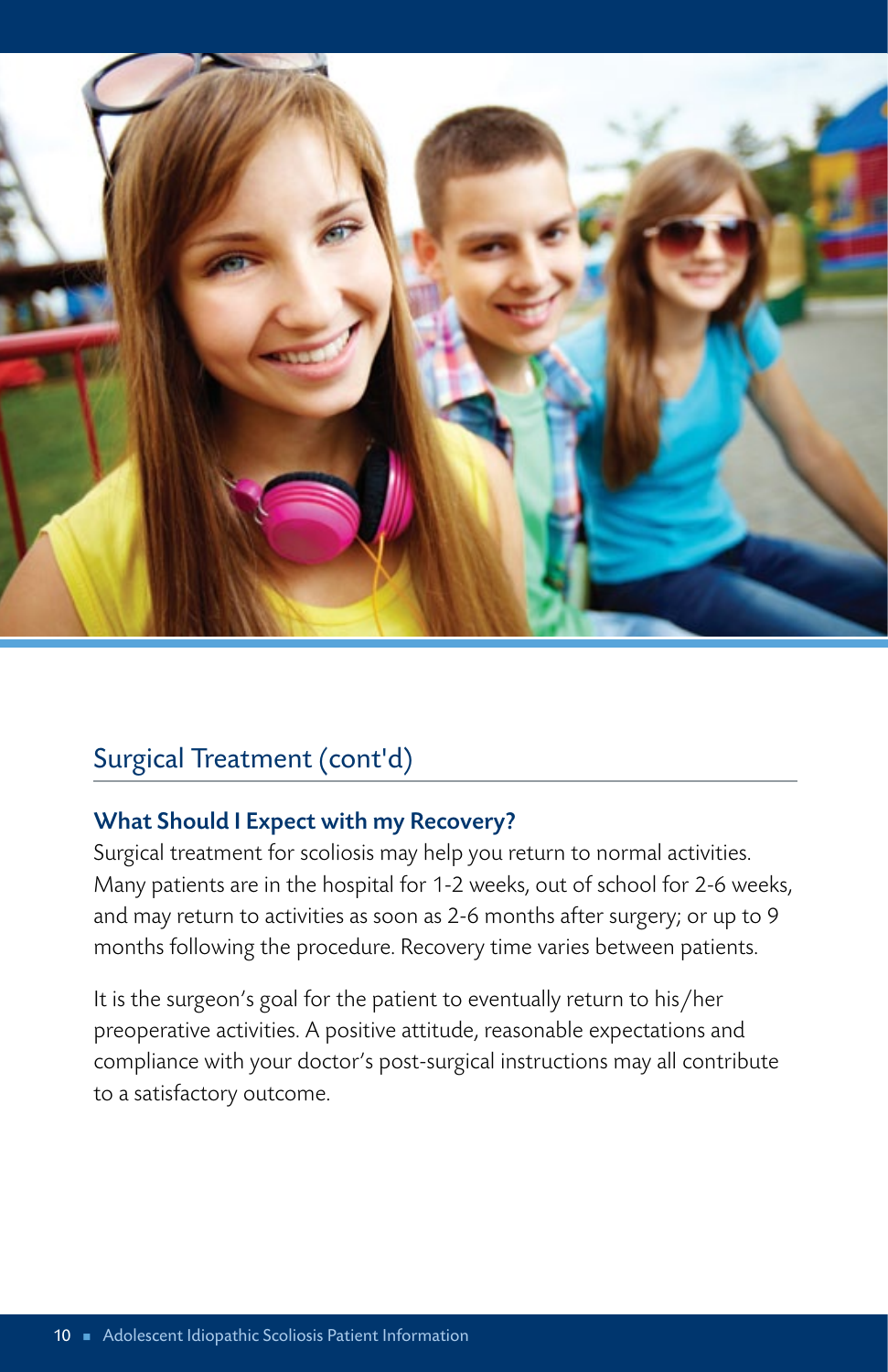## Surgical Treatment (cont'd)

### What Should I Expect with my Recovery?

Surgical treatment for scoliosis may help you return to normal activities. Many patients are in the hospital for 1-2 weeks, out of school for 2-6 weeks, and may return to activities as soon as 2-6 months after surgery; or up to 9 months following the procedure. Recovery time varies between patients.

It is the surgeon's goal for the patient to eventually return to his/her preoperative activities. A positive attitude, reasonable expectations and compliance with your doctor's post-surgical instructions may all contribute to a satisfactory outcome.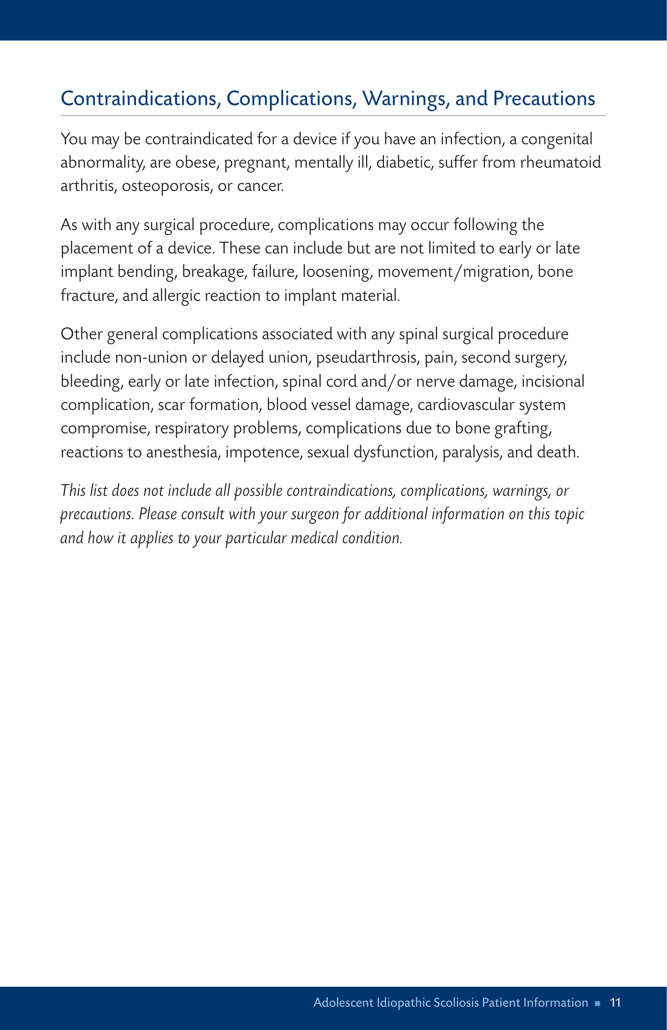## Contraindications, Complications, Warnings, and Precautions

You may be contraindicated for a device if you have an infection, a congenital abnormality, are obese, pregnant, mentally ill, diabetic, suffer from rheumatoid arthritis, osteoporosis, or cancer.

As with any surgical procedure, complications may occur following the placement of a device. These can include but are not limited to early or late implant bending, breakage, failure, loosening, movement/migration, bone fracture, and allergic reaction to implant material.

Other general complications associated with any spinal surgical procedure include non-union or delayed union, pseudarthrosis, pain, second surgery, bleeding, early or late infection, spinal cord and/or nerve damage, incisional complication, scar formation, blood vessel damage, cardiovascular system compromise, respiratory problems, complications due to bone grafting, reactions to anesthesia, impotence, sexual dysfunction, paralysis, and death.

*This list does not include all possible contraindications, complications, warnings, or precautions. Please consult with your surgeon for additional information on this topic and how it applies to your particular medical condition.*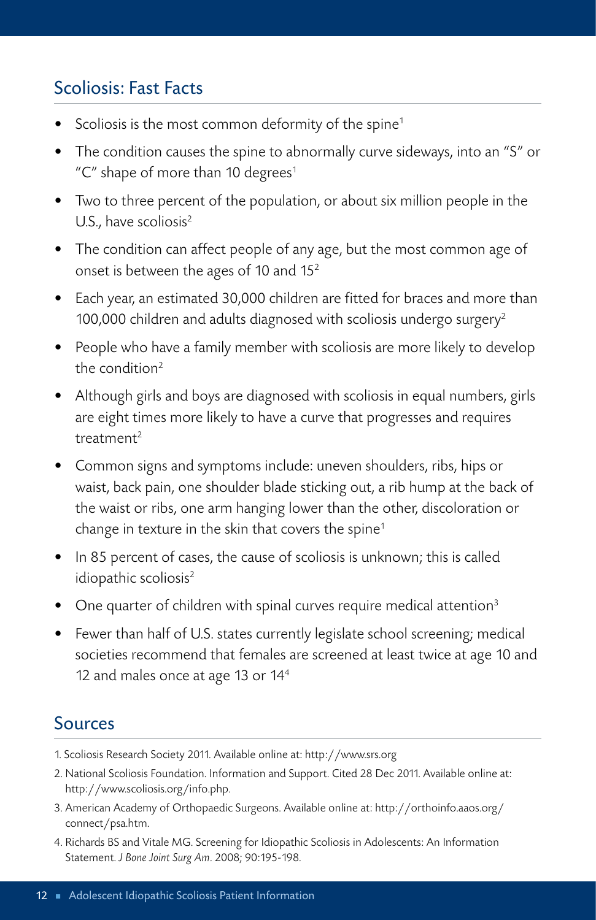## Scoliosis: Fast Facts

- Scoliosis is the most common deformity of the spine[1]
- The condition causes the spine to abnormally curve sideways, into an "S" or "C" shape of more than 10 degrees[1]
- Two to three percent of the population, or about six million people in the U.S., have scoliosis[2]
- The condition can affect people of any age, but the most common age of onset is between the ages of 10 and 15[2]
- Each year, an estimated 30,000 children are fitted for braces and more than 100,000 children and adults diagnosed with scoliosis undergo surgery[2]
- People who have a family member with scoliosis are more likely to develop the condition[2]
- Although girls and boys are diagnosed with scoliosis in equal numbers, girls are eight times more likely to have a curve that progresses and requires treatment[2]
- Common signs and symptoms include: uneven shoulders, ribs, hips or waist, back pain, one shoulder blade sticking out, a rib hump at the back of the waist or ribs, one arm hanging lower than the other, discoloration or change in texture in the skin that covers the spine[1]
- In 85 percent of cases, the cause of scoliosis is unknown; this is called idiopathic scoliosis[2]
- One quarter of children with spinal curves require medical attention[3]
- Fewer than half of U.S. states currently legislate school screening; medical societies recommend that females are screened at least twice at age 10 and 12 and males once at age 13 or 14[4]

## Sources

1. Scoliosis Research Society 2011. Available online at: http://www.srs.org
2. National Scoliosis Foundation. Information and Support. Cited 28 Dec 2011. Available online at: http://www.scoliosis.org/info.php.
3. American Academy of Orthopaedic Surgeons. Available online at: http://orthoinfo.aaos.org/connect/psa.htm.
4. Richards BS and Vitale MG. Screening for Idiopathic Scoliosis in Adolescents: An Information Statement. *J Bone Joint Surg Am*. 2008; 90:195-198.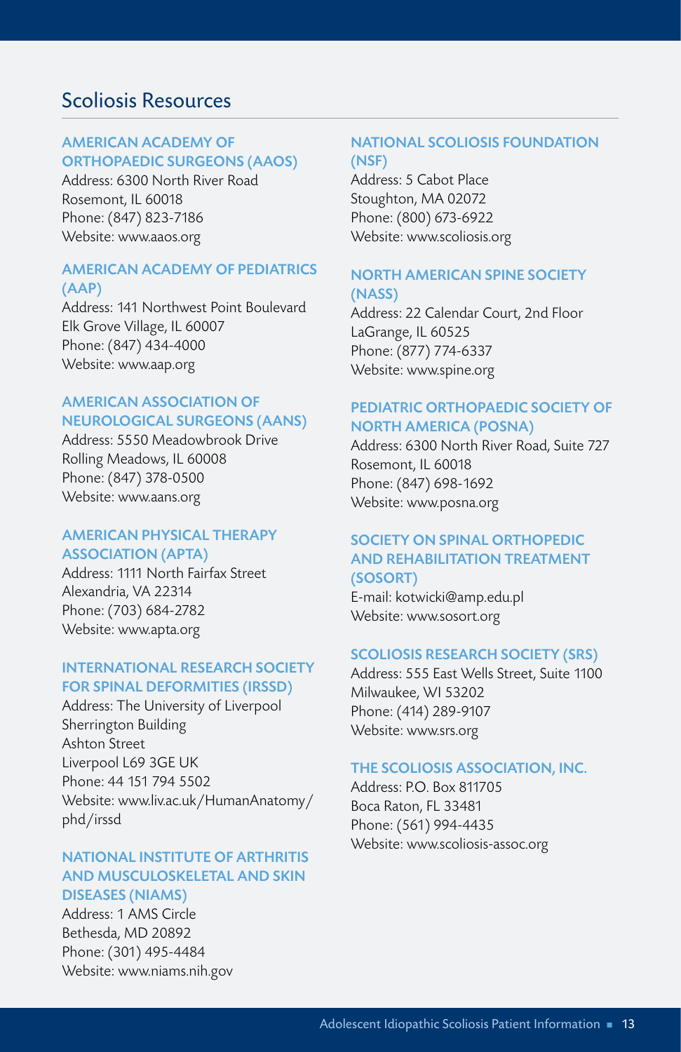# Scoliosis Resources

### AMERICAN ACADEMY OF ORTHOPAEDIC SURGEONS (AAOS)

Address: 6300 North River Road
Rosemont, IL 60018
Phone: (847) 823-7186
Website: www.aaos.org

### AMERICAN ACADEMY OF PEDIATRICS (AAP)

Address: 141 Northwest Point Boulevard
Elk Grove Village, IL 60007
Phone: (847) 434-4000
Website: www.aap.org

### AMERICAN ASSOCIATION OF NEUROLOGICAL SURGEONS (AANS)

Address: 5550 Meadowbrook Drive
Rolling Meadows, IL 60008
Phone: (847) 378-0500
Website: www.aans.org

### AMERICAN PHYSICAL THERAPY ASSOCIATION (APTA)

Address: 1111 North Fairfax Street
Alexandria, VA 22314
Phone: (703) 684-2782
Website: www.apta.org

### INTERNATIONAL RESEARCH SOCIETY FOR SPINAL DEFORMITIES (IRSSD)

Address: The University of Liverpool
Sherrington Building
Ashton Street
Liverpool L69 3GE UK
Phone: 44 151 794 5502
Website: www.liv.ac.uk/HumanAnatomy/phd/irssd

### NATIONAL INSTITUTE OF ARTHRITIS AND MUSCULOSKELETAL AND SKIN DISEASES (NIAMS)

Address: 1 AMS Circle
Bethesda, MD 20892
Phone: (301) 495-4484
Website: www.niams.nih.gov

### NATIONAL SCOLIOSIS FOUNDATION (NSF)

Address: 5 Cabot Place
Stoughton, MA 02072
Phone: (800) 673-6922
Website: www.scoliosis.org

### NORTH AMERICAN SPINE SOCIETY (NASS)

Address: 22 Calendar Court, 2nd Floor
LaGrange, IL 60525
Phone: (877) 774-6337
Website: www.spine.org

### PEDIATRIC ORTHOPAEDIC SOCIETY OF NORTH AMERICA (POSNA)

Address: 6300 North River Road, Suite 727
Rosemont, IL 60018
Phone: (847) 698-1692
Website: www.posna.org

### SOCIETY ON SPINAL ORTHOPEDIC AND REHABILITATION TREATMENT (SOSORT)

E-mail: kotwicki@amp.edu.pl
Website: www.sosort.org

### SCOLIOSIS RESEARCH SOCIETY (SRS)

Address: 555 East Wells Street, Suite 1100
Milwaukee, WI 53202
Phone: (414) 289-9107
Website: www.srs.org

### THE SCOLIOSIS ASSOCIATION, INC.

Address: P.O. Box 811705
Boca Raton, FL 33481
Phone: (561) 994-4435
Website: www.scoliosis-assoc.org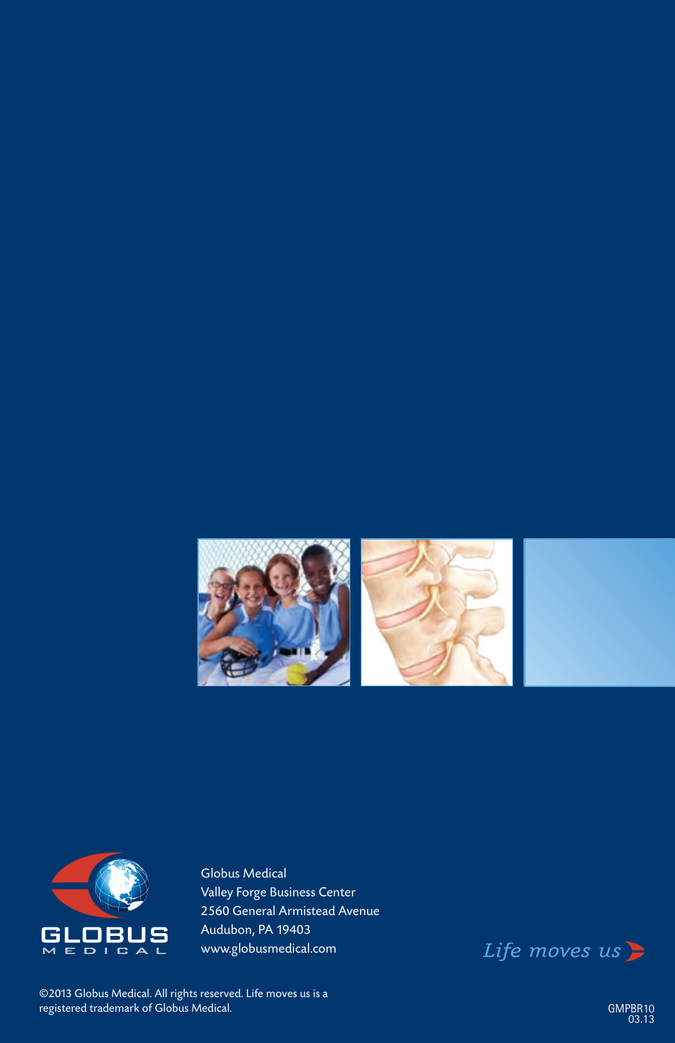GLOBUS
MEDICAL

Globus Medical
Valley Forge Business Center
2560 General Armistead Avenue
Audubon, PA 19403
www.globusmedical.com

*Life moves us*

©2013 Globus Medical. All rights reserved. Life moves us is a registered trademark of Globus Medical.

GMPBR10
03.13